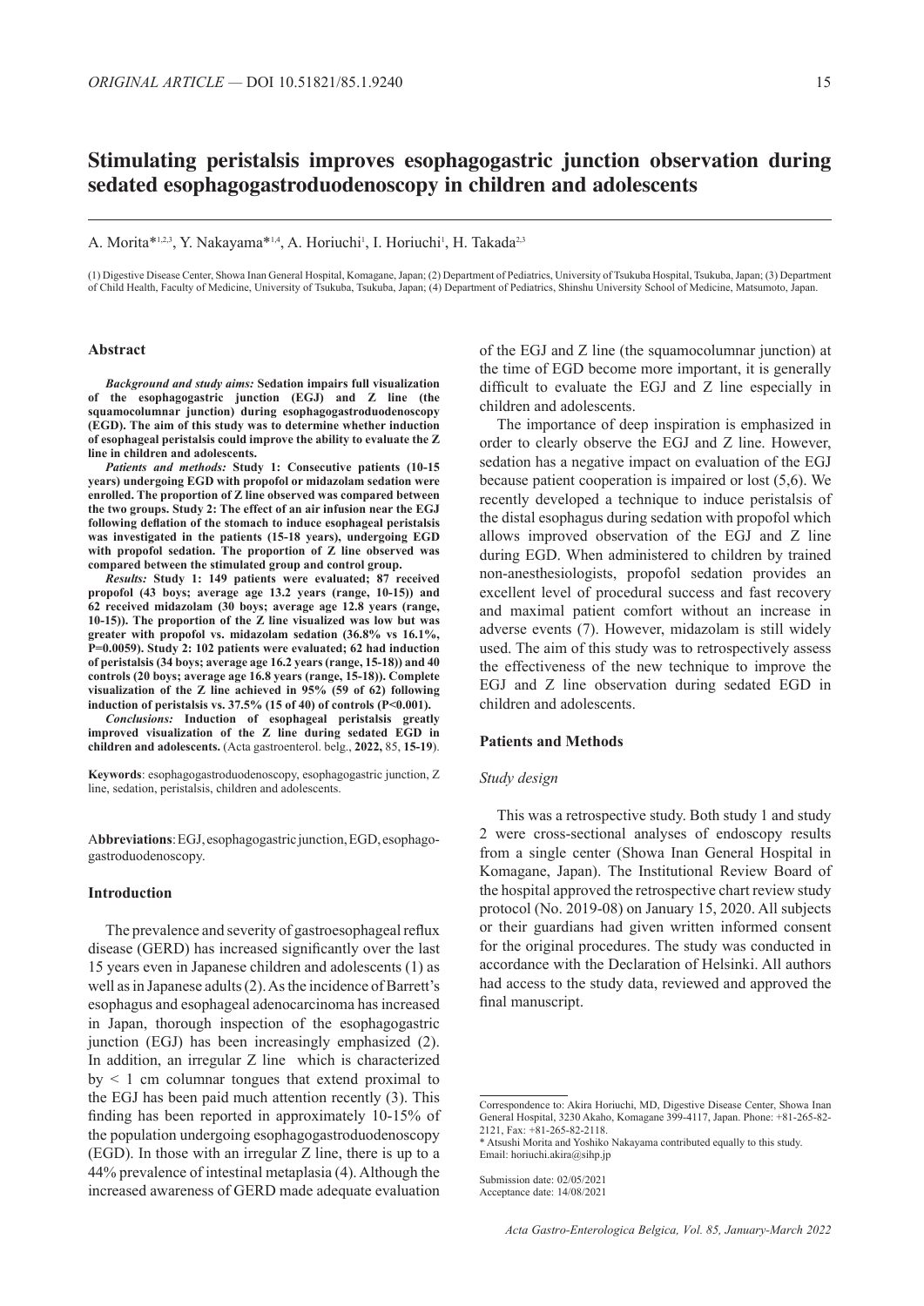# Stimulating peristalsis improves esophagogastric junction observation during sedated esophagogastroduodenoscopy in children and adolescents

A. Morita*[1,2,3], Y. Nakayama*[1,4], A. Horiuchi[1], I. Horiuchi[1], H. Takada[2,3]

(1) Digestive Disease Center, Showa Inan General Hospital, Komagane, Japan; (2) Department of Pediatrics, University of Tsukuba Hospital, Tsukuba, Japan; (3) Department of Child Health, Faculty of Medicine, University of Tsukuba, Tsukuba, Japan; (4) Department of Pediatrics, Shinshu University School of Medicine, Matsumoto, Japan.

## Abstract

***Background and study aims:*** **Sedation impairs full visualization of the esophagogastric junction (EGJ) and Z line (the squamocolumnar junction) during esophagogastroduodenoscopy (EGD). The aim of this study was to determine whether induction of esophageal peristalsis could improve the ability to evaluate the Z line in children and adolescents.**

***Patients and methods:*** **Study 1: Consecutive patients (10-15 years) undergoing EGD with propofol or midazolam sedation were enrolled. The proportion of Z line observed was compared between the two groups. Study 2: The effect of an air infusion near the EGJ following deflation of the stomach to induce esophageal peristalsis was investigated in the patients (15-18 years), undergoing EGD with propofol sedation. The proportion of Z line observed was compared between the stimulated group and control group.**

***Results:*** **Study 1: 149 patients were evaluated; 87 received propofol (43 boys; average age 13.2 years (range, 10-15)) and 62 received midazolam (30 boys; average age 12.8 years (range, 10-15)). The proportion of the Z line visualized was low but was greater with propofol vs. midazolam sedation (36.8% vs 16.1%, P=0.0059). Study 2: 102 patients were evaluated; 62 had induction of peristalsis (34 boys; average age 16.2 years (range, 15-18)) and 40 controls (20 boys; average age 16.8 years (range, 15-18)). Complete visualization of the Z line achieved in 95% (59 of 62) following induction of peristalsis vs. 37.5% (15 of 40) of controls (P<0.001).**

***Conclusions:*** **Induction of esophageal peristalsis greatly improved visualization of the Z line during sedated EGD in children and adolescents.** (Acta gastroenterol. belg., **2022,** 85, **15-19**).

**Keywords**: esophagogastroduodenoscopy, esophagogastric junction, Z line, sedation, peristalsis, children and adolescents.

A**bbreviations**: EGJ, esophagogastric junction, EGD, esophagogastroduodenoscopy.

## Introduction

The prevalence and severity of gastroesophageal reflux disease (GERD) has increased significantly over the last 15 years even in Japanese children and adolescents (1) as well as in Japanese adults (2). As the incidence of Barrett's esophagus and esophageal adenocarcinoma has increased in Japan, thorough inspection of the esophagogastric junction (EGJ) has been increasingly emphasized (2). In addition, an irregular Z line which is characterized by < 1 cm columnar tongues that extend proximal to the EGJ has been paid much attention recently (3). This finding has been reported in approximately 10-15% of the population undergoing esophagogastroduodenoscopy (EGD). In those with an irregular Z line, there is up to a 44% prevalence of intestinal metaplasia (4). Although the increased awareness of GERD made adequate evaluation of the EGJ and Z line (the squamocolumnar junction) at the time of EGD become more important, it is generally difficult to evaluate the EGJ and Z line especially in children and adolescents.

The importance of deep inspiration is emphasized in order to clearly observe the EGJ and Z line. However, sedation has a negative impact on evaluation of the EGJ because patient cooperation is impaired or lost (5,6). We recently developed a technique to induce peristalsis of the distal esophagus during sedation with propofol which allows improved observation of the EGJ and Z line during EGD. When administered to children by trained non-anesthesiologists, propofol sedation provides an excellent level of procedural success and fast recovery and maximal patient comfort without an increase in adverse events (7). However, midazolam is still widely used. The aim of this study was to retrospectively assess the effectiveness of the new technique to improve the EGJ and Z line observation during sedated EGD in children and adolescents.

## Patients and Methods

### *Study design*

This was a retrospective study. Both study 1 and study 2 were cross-sectional analyses of endoscopy results from a single center (Showa Inan General Hospital in Komagane, Japan). The Institutional Review Board of the hospital approved the retrospective chart review study protocol (No. 2019-08) on January 15, 2020. All subjects or their guardians had given written informed consent for the original procedures. The study was conducted in accordance with the Declaration of Helsinki. All authors had access to the study data, reviewed and approved the final manuscript.

---

Correspondence to: Akira Horiuchi, MD, Digestive Disease Center, Showa Inan General Hospital, 3230 Akaho, Komagane 399-4117, Japan. Phone: +81-265-82-2121, Fax: +81-265-82-2118.

\* Atsushi Morita and Yoshiko Nakayama contributed equally to this study.

Email: horiuchi.akira@sihp.jp

Submission date: 02/05/2021

Acceptance date: 14/08/2021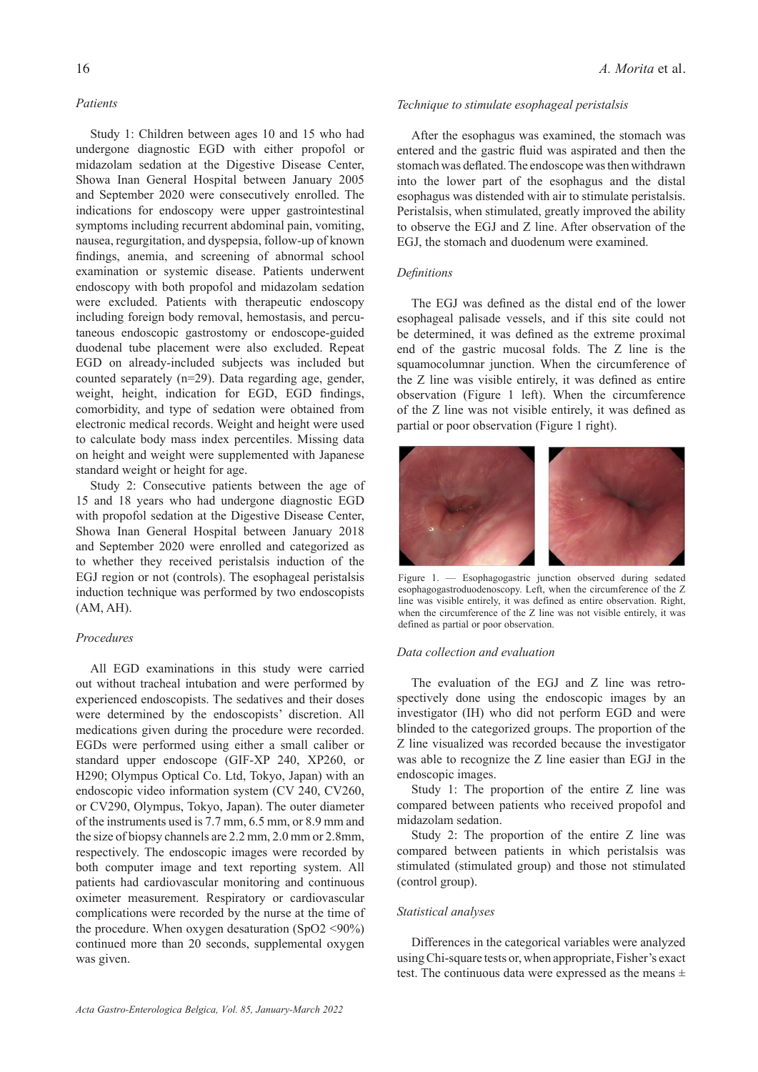### *Patients*

Study 1: Children between ages 10 and 15 who had undergone diagnostic EGD with either propofol or midazolam sedation at the Digestive Disease Center, Showa Inan General Hospital between January 2005 and September 2020 were consecutively enrolled. The indications for endoscopy were upper gastrointestinal symptoms including recurrent abdominal pain, vomiting, nausea, regurgitation, and dyspepsia, follow-up of known findings, anemia, and screening of abnormal school examination or systemic disease. Patients underwent endoscopy with both propofol and midazolam sedation were excluded. Patients with therapeutic endoscopy including foreign body removal, hemostasis, and percutaneous endoscopic gastrostomy or endoscope-guided duodenal tube placement were also excluded. Repeat EGD on already-included subjects was included but counted separately (n=29). Data regarding age, gender, weight, height, indication for EGD, EGD findings, comorbidity, and type of sedation were obtained from electronic medical records. Weight and height were used to calculate body mass index percentiles. Missing data on height and weight were supplemented with Japanese standard weight or height for age.

Study 2: Consecutive patients between the age of 15 and 18 years who had undergone diagnostic EGD with propofol sedation at the Digestive Disease Center, Showa Inan General Hospital between January 2018 and September 2020 were enrolled and categorized as to whether they received peristalsis induction of the EGJ region or not (controls). The esophageal peristalsis induction technique was performed by two endoscopists (AM, AH).

### *Procedures*

All EGD examinations in this study were carried out without tracheal intubation and were performed by experienced endoscopists. The sedatives and their doses were determined by the endoscopists' discretion. All medications given during the procedure were recorded. EGDs were performed using either a small caliber or standard upper endoscope (GIF-XP 240, XP260, or H290; Olympus Optical Co. Ltd, Tokyo, Japan) with an endoscopic video information system (CV 240, CV260, or CV290, Olympus, Tokyo, Japan). The outer diameter of the instruments used is 7.7 mm, 6.5 mm, or 8.9 mm and the size of biopsy channels are 2.2 mm, 2.0 mm or 2.8mm, respectively. The endoscopic images were recorded by both computer image and text reporting system. All patients had cardiovascular monitoring and continuous oximeter measurement. Respiratory or cardiovascular complications were recorded by the nurse at the time of the procedure. When oxygen desaturation ($SpO2 < 90\%$) continued more than 20 seconds, supplemental oxygen was given.

### *Technique to stimulate esophageal peristalsis*

After the esophagus was examined, the stomach was entered and the gastric fluid was aspirated and then the stomach was deflated. The endoscope was then withdrawn into the lower part of the esophagus and the distal esophagus was distended with air to stimulate peristalsis. Peristalsis, when stimulated, greatly improved the ability to observe the EGJ and Z line. After observation of the EGJ, the stomach and duodenum were examined.

### *Definitions*

The EGJ was defined as the distal end of the lower esophageal palisade vessels, and if this site could not be determined, it was defined as the extreme proximal end of the gastric mucosal folds. The Z line is the squamocolumnar junction. When the circumference of the Z line was visible entirely, it was defined as entire observation (Figure 1 left). When the circumference of the Z line was not visible entirely, it was defined as partial or poor observation (Figure 1 right).

Figure 1. — Esophagogastric junction observed during sedated esophagogastroduodenoscopy. Left, when the circumference of the Z line was visible entirely, it was defined as entire observation. Right, when the circumference of the Z line was not visible entirely, it was defined as partial or poor observation.

### *Data collection and evaluation*

The evaluation of the EGJ and Z line was retrospectively done using the endoscopic images by an investigator (IH) who did not perform EGD and were blinded to the categorized groups. The proportion of the Z line visualized was recorded because the investigator was able to recognize the Z line easier than EGJ in the endoscopic images.

Study 1: The proportion of the entire Z line was compared between patients who received propofol and midazolam sedation.

Study 2: The proportion of the entire Z line was compared between patients in which peristalsis was stimulated (stimulated group) and those not stimulated (control group).

### *Statistical analyses*

Differences in the categorical variables were analyzed using Chi-square tests or, when appropriate, Fisher's exact test. The continuous data were expressed as the means ±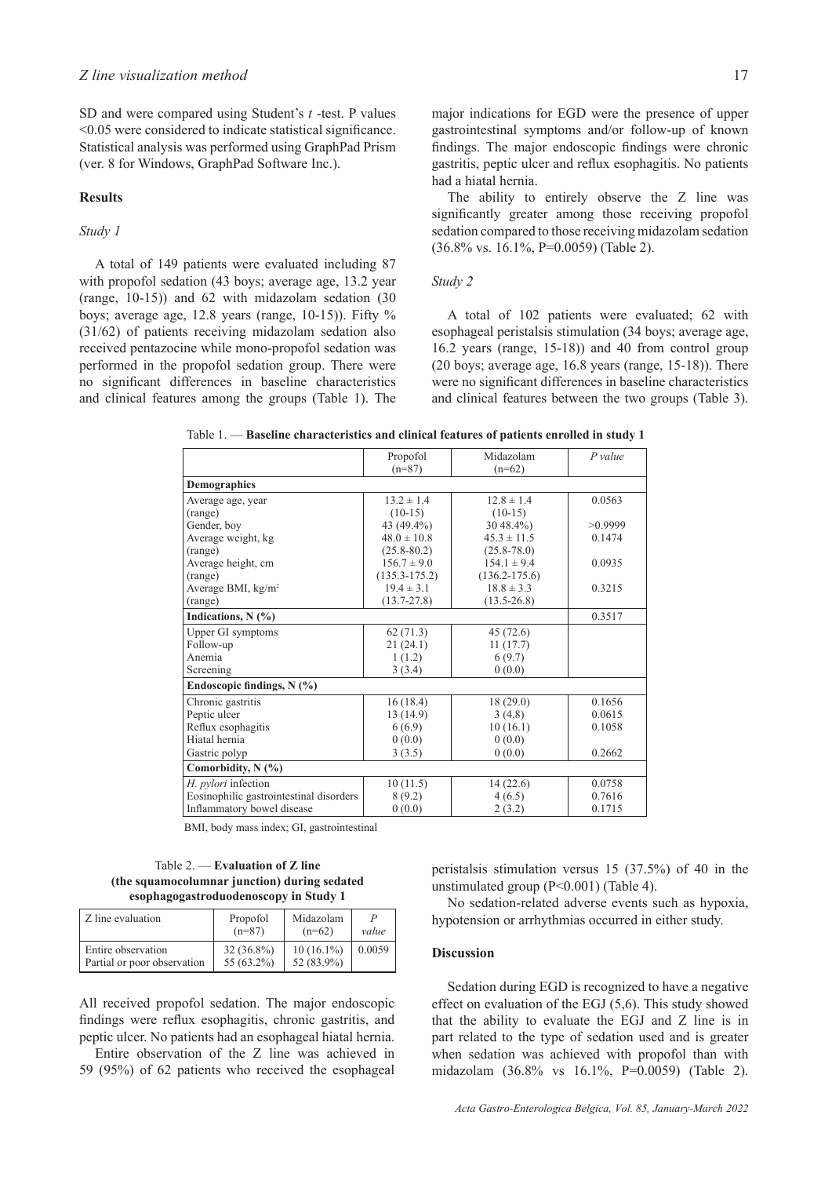SD and were compared using Student's *t* -test. P values <0.05 were considered to indicate statistical significance. Statistical analysis was performed using GraphPad Prism (ver. 8 for Windows, GraphPad Software Inc.).

### Results

#### *Study 1*

A total of 149 patients were evaluated including 87 with propofol sedation (43 boys; average age, 13.2 year (range, 10-15)) and 62 with midazolam sedation (30 boys; average age, 12.8 years (range, 10-15)). Fifty % (31/62) of patients receiving midazolam sedation also received pentazocine while mono-propofol sedation was performed in the propofol sedation group. There were no significant differences in baseline characteristics and clinical features among the groups (Table 1). The major indications for EGD were the presence of upper gastrointestinal symptoms and/or follow-up of known findings. The major endoscopic findings were chronic gastritis, peptic ulcer and reflux esophagitis. No patients had a hiatal hernia.

The ability to entirely observe the Z line was significantly greater among those receiving propofol sedation compared to those receiving midazolam sedation (36.8% vs. 16.1%, P=0.0059) (Table 2).

#### *Study 2*

A total of 102 patients were evaluated; 62 with esophageal peristalsis stimulation (34 boys; average age, 16.2 years (range, 15-18)) and 40 from control group (20 boys; average age, 16.8 years (range, 15-18)). There were no significant differences in baseline characteristics and clinical features between the two groups (Table 3). All received propofol sedation. The major endoscopic findings were reflux esophagitis, chronic gastritis, and peptic ulcer. No patients had an esophageal hiatal hernia.

Entire observation of the Z line was achieved in 59 (95%) of 62 patients who received the esophageal peristalsis stimulation versus 15 (37.5%) of 40 in the unstimulated group (P<0.001) (Table 4).

No sedation-related adverse events such as hypoxia, hypotension or arrhythmias occurred in either study.

Table 1. — **Baseline characteristics and clinical features of patients enrolled in study 1**

| | Propofol (n=87) | Midazolam (n=62) | *P value* |
|---|---|---|---|
| **Demographics** | | | |
| Average age, year | 13.2 ± 1.4 | 12.8 ± 1.4 | 0.0563 |
| (range) | (10-15) | (10-15) | |
| Gender, boy | 43 (49.4%) | 30 48.4%) | >0.9999 |
| Average weight, kg | 48.0 ± 10.8 | 45.3 ± 11.5 | 0.1474 |
| (range) | (25.8-80.2) | (25.8-78.0) | |
| Average height, cm | 156.7 ± 9.0 | 154.1 ± 9.4 | 0.0935 |
| (range) | (135.3-175.2) | (136.2-175.6) | |
| Average BMI, kg/m² | 19.4 ± 3.1 | 18.8 ± 3.3 | 0.3215 |
| (range) | (13.7-27.8) | (13.5-26.8) | |
| **Indications, N (%)** | | | 0.3517 |
| Upper GI symptoms | 62 (71.3) | 45 (72.6) | |
| Follow-up | 21 (24.1) | 11 (17.7) | |
| Anemia | 1 (1.2) | 6 (9.7) | |
| Screening | 3 (3.4) | 0 (0.0) | |
| **Endoscopic findings, N (%)** | | | |
| Chronic gastritis | 16 (18.4) | 18 (29.0) | 0.1656 |
| Peptic ulcer | 13 (14.9) | 3 (4.8) | 0.0615 |
| Reflux esophagitis | 6 (6.9) | 10 (16.1) | 0.1058 |
| Hiatal hernia | 0 (0.0) | 0 (0.0) | |
| Gastric polyp | 3 (3.5) | 0 (0.0) | 0.2662 |
| **Comorbidity, N (%)** | | | |
| *H. pylori* infection | 10 (11.5) | 14 (22.6) | 0.0758 |
| Eosinophilic gastrointestinal disorders | 8 (9.2) | 4 (6.5) | 0.7616 |
| Inflammatory bowel disease | 0 (0.0) | 2 (3.2) | 0.1715 |

BMI, body mass index; GI, gastrointestinal

Table 2. — **Evaluation of Z line (the squamocolumnar junction) during sedated esophagogastroduodenoscopy in Study 1**

| Z line evaluation | Propofol (n=87) | Midazolam (n=62) | *P value* |
|---|---|---|---|
| Entire observation | 32 (36.8%) | 10 (16.1%) | 0.0059 |
| Partial or poor observation | 55 (63.2%) | 52 (83.9%) | |

### Discussion

Sedation during EGD is recognized to have a negative effect on evaluation of the EGJ (5,6). This study showed that the ability to evaluate the EGJ and Z line is in part related to the type of sedation used and is greater when sedation was achieved with propofol than with midazolam (36.8% vs 16.1%, P=0.0059) (Table 2).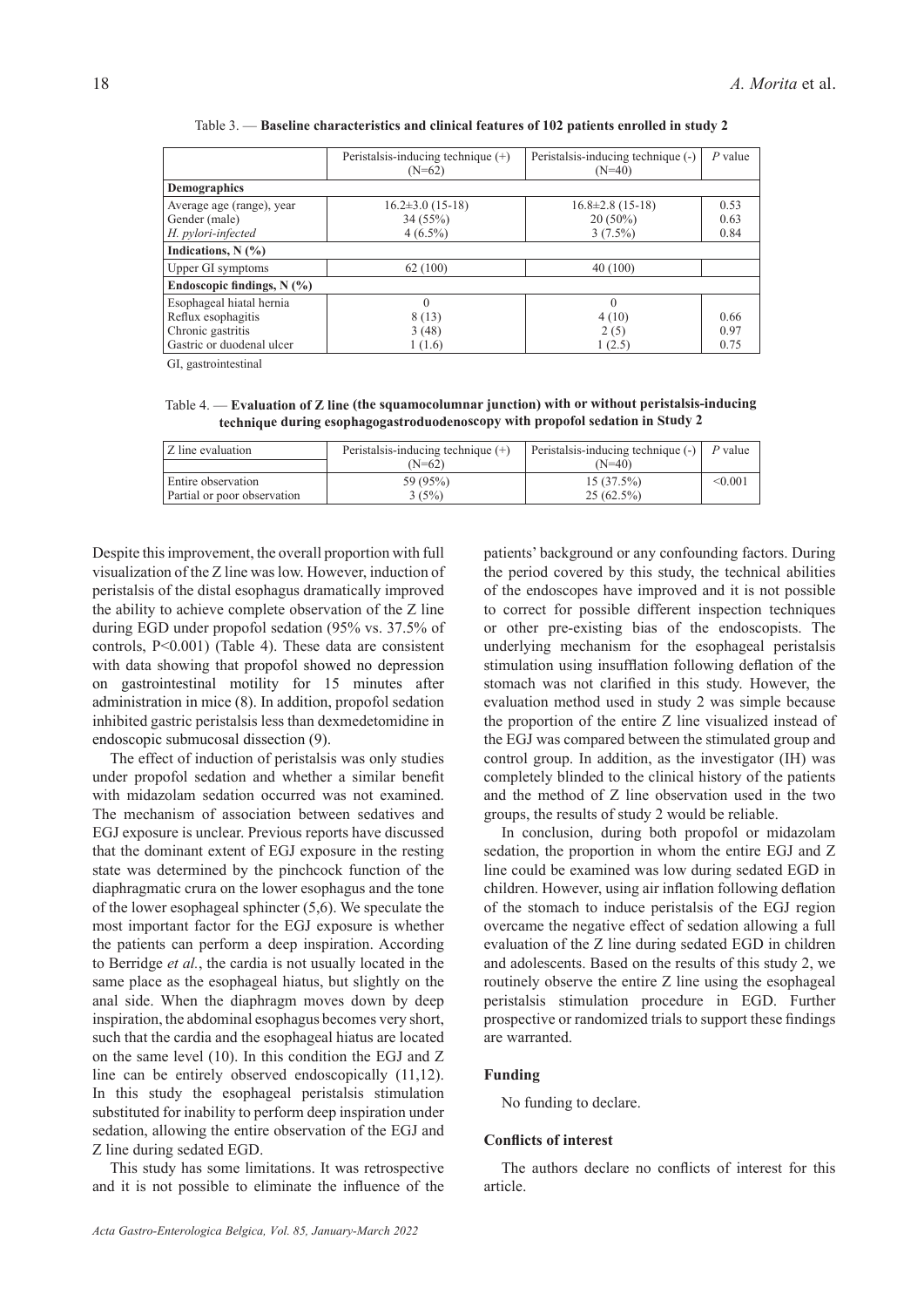Table 3. — **Baseline characteristics and clinical features of 102 patients enrolled in study 2**

| | Peristalsis-inducing technique (+) (N=62) | Peristalsis-inducing technique (-) (N=40) | *P* value |
|---|---|---|---|
| **Demographics** | | | |
| Average age (range), year | 16.2±3.0 (15-18) | 16.8±2.8 (15-18) | 0.53 |
| Gender (male) | 34 (55%) | 20 (50%) | 0.63 |
| *H. pylori-infected* | 4 (6.5%) | 3 (7.5%) | 0.84 |
| **Indications, N (%)** | | | |
| Upper GI symptoms | 62 (100) | 40 (100) | |
| **Endoscopic findings, N (%)** | | | |
| Esophageal hiatal hernia | 0 | 0 | |
| Reflux esophagitis | 8 (13) | 4 (10) | 0.66 |
| Chronic gastritis | 3 (48) | 2 (5) | 0.97 |
| Gastric or duodenal ulcer | 1 (1.6) | 1 (2.5) | 0.75 |

GI, gastrointestinal

Table 4. — **Evaluation of Z line (the squamocolumnar junction) with or without peristalsis-inducing technique during esophagogastroduodenoscopy with propofol sedation in Study 2**

| Z line evaluation | Peristalsis-inducing technique (+) (N=62) | Peristalsis-inducing technique (-) (N=40) | *P* value |
|---|---|---|---|
| Entire observation | 59 (95%) | 15 (37.5%) | <0.001 |
| Partial or poor observation | 3 (5%) | 25 (62.5%) | |

Despite this improvement, the overall proportion with full visualization of the Z line was low. However, induction of peristalsis of the distal esophagus dramatically improved the ability to achieve complete observation of the Z line during EGD under propofol sedation (95% vs. 37.5% of controls, P<0.001) (Table 4). These data are consistent with data showing that propofol showed no depression on gastrointestinal motility for 15 minutes after administration in mice (8). In addition, propofol sedation inhibited gastric peristalsis less than dexmedetomidine in endoscopic submucosal dissection (9).

The effect of induction of peristalsis was only studies under propofol sedation and whether a similar benefit with midazolam sedation occurred was not examined. The mechanism of association between sedatives and EGJ exposure is unclear. Previous reports have discussed that the dominant extent of EGJ exposure in the resting state was determined by the pinchcock function of the diaphragmatic crura on the lower esophagus and the tone of the lower esophageal sphincter (5,6). We speculate the most important factor for the EGJ exposure is whether the patients can perform a deep inspiration. According to Berridge *et al.*, the cardia is not usually located in the same place as the esophageal hiatus, but slightly on the anal side. When the diaphragm moves down by deep inspiration, the abdominal esophagus becomes very short, such that the cardia and the esophageal hiatus are located on the same level (10). In this condition the EGJ and Z line can be entirely observed endoscopically (11,12). In this study the esophageal peristalsis stimulation substituted for inability to perform deep inspiration under sedation, allowing the entire observation of the EGJ and Z line during sedated EGD.

This study has some limitations. It was retrospective and it is not possible to eliminate the influence of the patients' background or any confounding factors. During the period covered by this study, the technical abilities of the endoscopes have improved and it is not possible to correct for possible different inspection techniques or other pre-existing bias of the endoscopists. The underlying mechanism for the esophageal peristalsis stimulation using insufflation following deflation of the stomach was not clarified in this study. However, the evaluation method used in study 2 was simple because the proportion of the entire Z line visualized instead of the EGJ was compared between the stimulated group and control group. In addition, as the investigator (IH) was completely blinded to the clinical history of the patients and the method of Z line observation used in the two groups, the results of study 2 would be reliable.

In conclusion, during both propofol or midazolam sedation, the proportion in whom the entire EGJ and Z line could be examined was low during sedated EGD in children. However, using air inflation following deflation of the stomach to induce peristalsis of the EGJ region overcame the negative effect of sedation allowing a full evaluation of the Z line during sedated EGD in children and adolescents. Based on the results of this study 2, we routinely observe the entire Z line using the esophageal peristalsis stimulation procedure in EGD. Further prospective or randomized trials to support these findings are warranted.

#### Funding

No funding to declare.

#### Conflicts of interest

The authors declare no conflicts of interest for this article.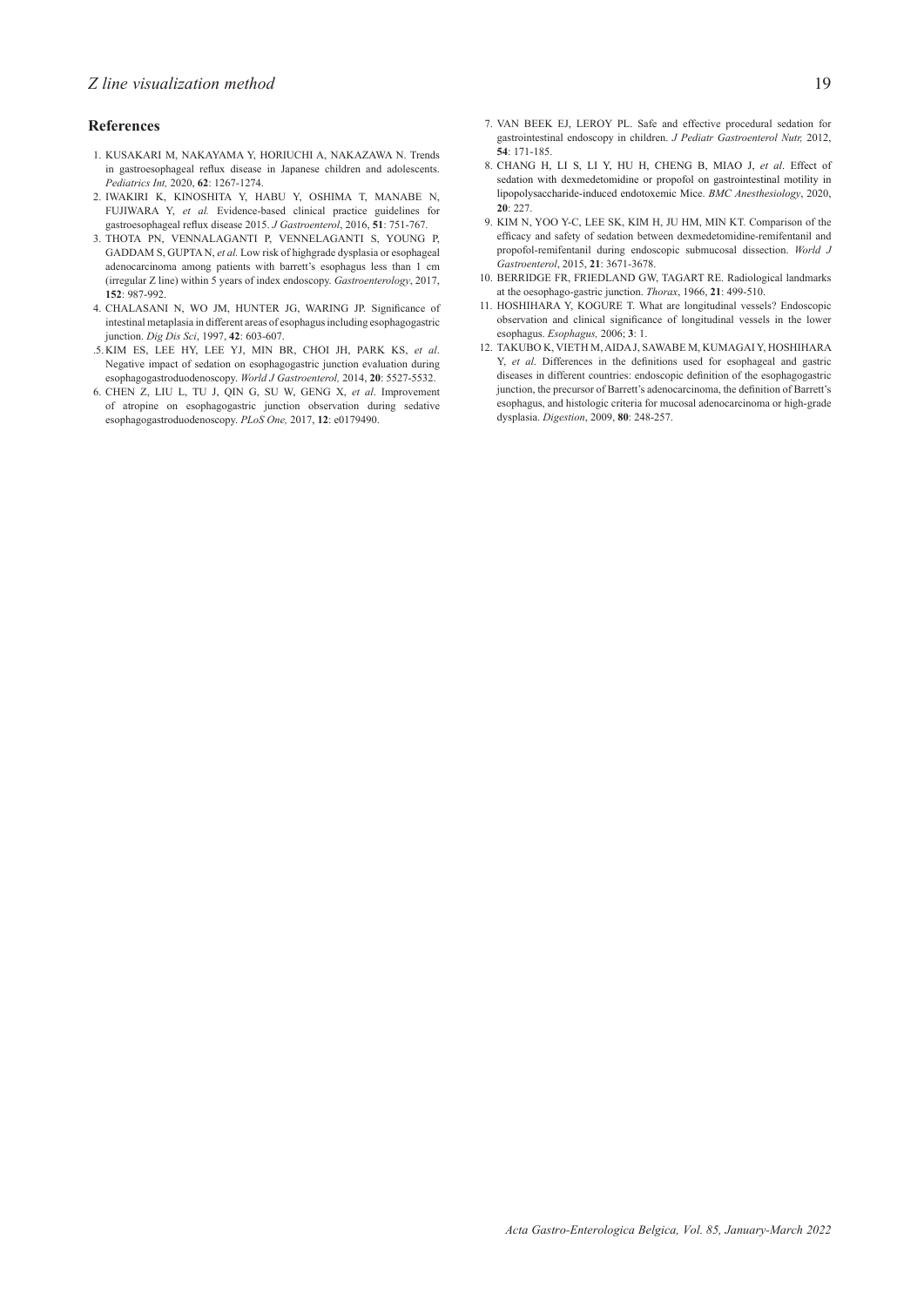## References

1. KUSAKARI M, NAKAYAMA Y, HORIUCHI A, NAKAZAWA N. Trends in gastroesophageal reflux disease in Japanese children and adolescents. *Pediatrics Int,* 2020, **62**: 1267-1274.
2. IWAKIRI K, KINOSHITA Y, HABU Y, OSHIMA T, MANABE N, FUJIWARA Y, *et al.* Evidence-based clinical practice guidelines for gastroesophageal reflux disease 2015. *J Gastroenterol*, 2016, **51**: 751-767.
3. THOTA PN, VENNALAGANTI P, VENNELAGANTI S, YOUNG P, GADDAM S, GUPTA N, *et al.* Low risk of highgrade dysplasia or esophageal adenocarcinoma among patients with barrett's esophagus less than 1 cm (irregular Z line) within 5 years of index endoscopy. *Gastroenterology*, 2017, **152**: 987-992.
4. CHALASANI N, WO JM, HUNTER JG, WARING JP. Significance of intestinal metaplasia in different areas of esophagus including esophagogastric junction. *Dig Dis Sci*, 1997, **42**: 603-607.
5. KIM ES, LEE HY, LEE YJ, MIN BR, CHOI JH, PARK KS, *et al*. Negative impact of sedation on esophagogastric junction evaluation during esophagogastroduodenoscopy. *World J Gastroenterol,* 2014, **20**: 5527-5532.
6. CHEN Z, LIU L, TU J, QIN G, SU W, GENG X, *et al*. Improvement of atropine on esophagogastric junction observation during sedative esophagogastroduodenoscopy. *PLoS One,* 2017, **12**: e0179490.
7. VAN BEEK EJ, LEROY PL. Safe and effective procedural sedation for gastrointestinal endoscopy in children. *J Pediatr Gastroenterol Nutr,* 2012, **54**: 171-185.
8. CHANG H, LI S, LI Y, HU H, CHENG B, MIAO J, *et al*. Effect of sedation with dexmedetomidine or propofol on gastrointestinal motility in lipopolysaccharide-induced endotoxemic Mice. *BMC Anesthesiology*, 2020, **20**: 227.
9. KIM N, YOO Y-C, LEE SK, KIM H, JU HM, MIN KT. Comparison of the efficacy and safety of sedation between dexmedetomidine-remifentanil and propofol-remifentanil during endoscopic submucosal dissection. *World J Gastroenterol*, 2015, **21**: 3671-3678.
10. BERRIDGE FR, FRIEDLAND GW, TAGART RE. Radiological landmarks at the oesophago-gastric junction. *Thorax*, 1966, **21**: 499-510.
11. HOSHIHARA Y, KOGURE T. What are longitudinal vessels? Endoscopic observation and clinical significance of longitudinal vessels in the lower esophagus. *Esophagus,* 2006; **3**: 1.
12. TAKUBO K, VIETH M, AIDA J, SAWABE M, KUMAGAI Y, HOSHIHARA Y, *et al*. Differences in the definitions used for esophageal and gastric diseases in different countries: endoscopic definition of the esophagogastric junction, the precursor of Barrett's adenocarcinoma, the definition of Barrett's esophagus, and histologic criteria for mucosal adenocarcinoma or high-grade dysplasia. *Digestion*, 2009, **80**: 248-257.